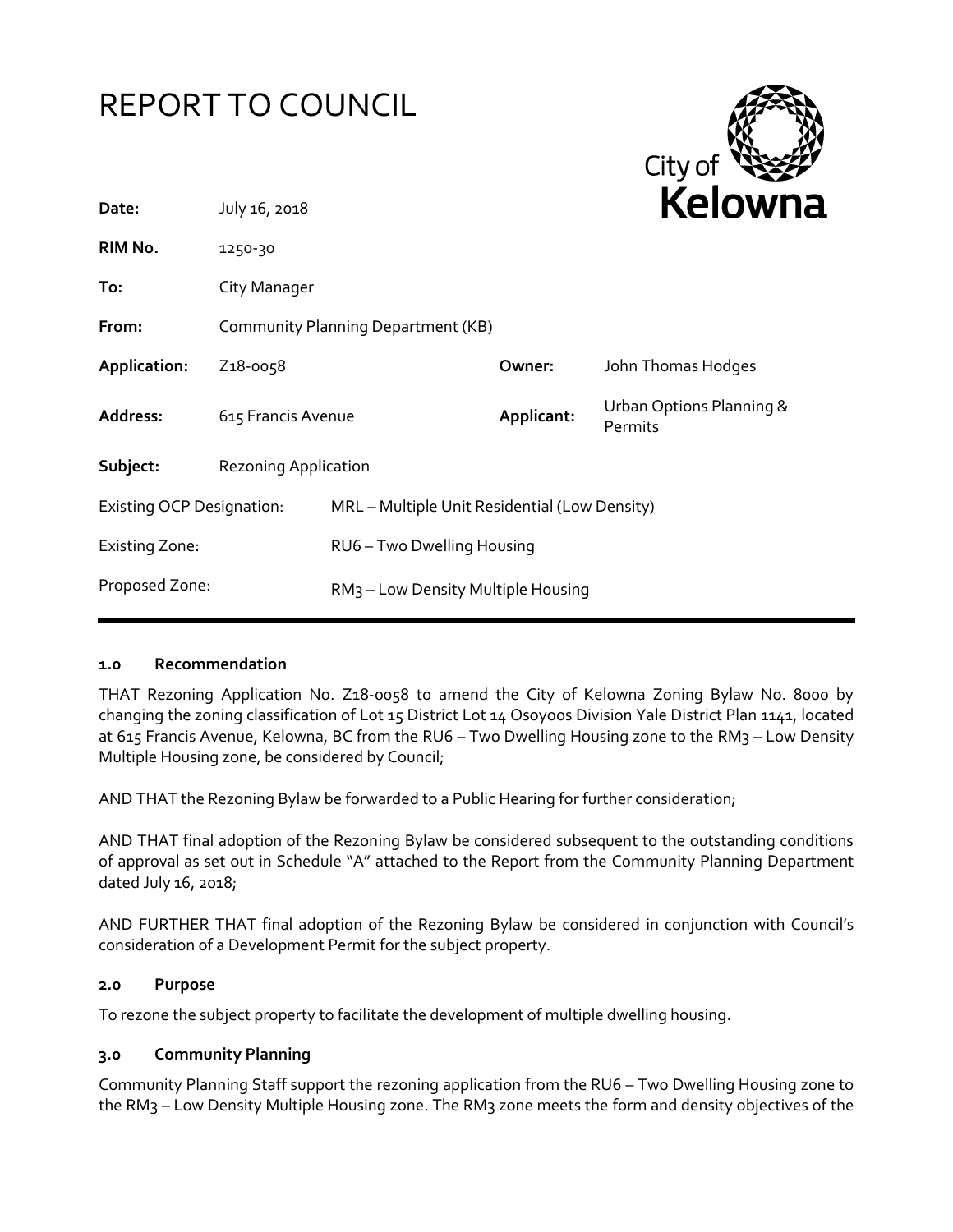# REPORT TO COUNCIL

City of Kelowna

| | | | |
|---|---|---|---|
| **Date:** | July 16, 2018 | | |
| **RIM No.** | 1250-30 | | |
| **To:** | City Manager | | |
| **From:** | Community Planning Department (KB) | | |
| **Application:** | Z18-0058 | **Owner:** | John Thomas Hodges |
| **Address:** | 615 Francis Avenue | **Applicant:** | Urban Options Planning & Permits |
| **Subject:** | Rezoning Application | | |
| Existing OCP Designation: | MRL – Multiple Unit Residential (Low Density) | | |
| Existing Zone: | RU6 – Two Dwelling Housing | | |
| Proposed Zone: | RM3 – Low Density Multiple Housing | | |

## 1.0 Recommendation

THAT Rezoning Application No. Z18-0058 to amend the City of Kelowna Zoning Bylaw No. 8000 by changing the zoning classification of Lot 15 District Lot 14 Osoyoos Division Yale District Plan 1141, located at 615 Francis Avenue, Kelowna, BC from the RU6 – Two Dwelling Housing zone to the RM3 – Low Density Multiple Housing zone, be considered by Council;

AND THAT the Rezoning Bylaw be forwarded to a Public Hearing for further consideration;

AND THAT final adoption of the Rezoning Bylaw be considered subsequent to the outstanding conditions of approval as set out in Schedule "A" attached to the Report from the Community Planning Department dated July 16, 2018;

AND FURTHER THAT final adoption of the Rezoning Bylaw be considered in conjunction with Council's consideration of a Development Permit for the subject property.

## 2.0 Purpose

To rezone the subject property to facilitate the development of multiple dwelling housing.

## 3.0 Community Planning

Community Planning Staff support the rezoning application from the RU6 – Two Dwelling Housing zone to the RM3 – Low Density Multiple Housing zone. The RM3 zone meets the form and density objectives of the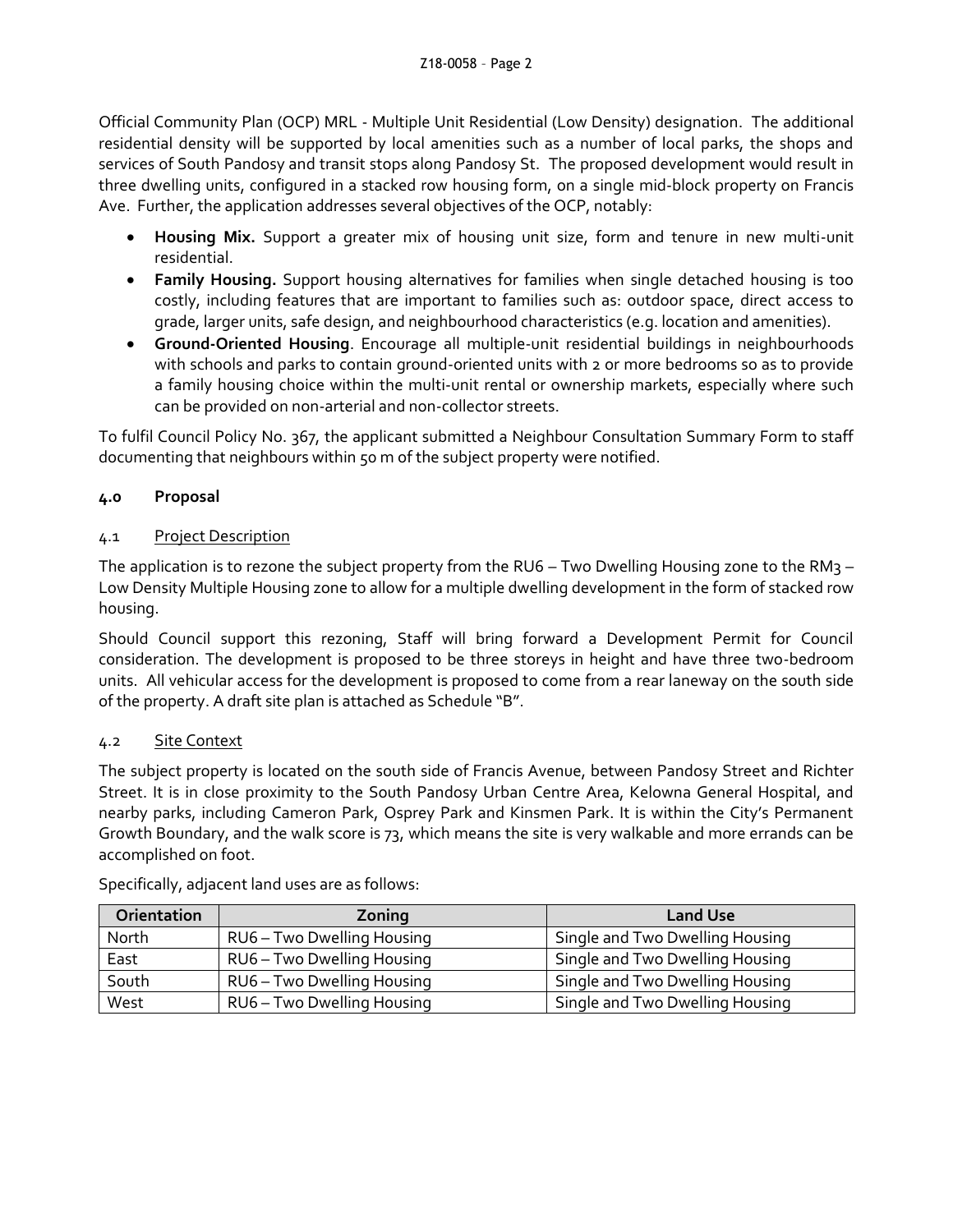Official Community Plan (OCP) MRL - Multiple Unit Residential (Low Density) designation. The additional residential density will be supported by local amenities such as a number of local parks, the shops and services of South Pandosy and transit stops along Pandosy St. The proposed development would result in three dwelling units, configured in a stacked row housing form, on a single mid-block property on Francis Ave. Further, the application addresses several objectives of the OCP, notably:

- **Housing Mix.** Support a greater mix of housing unit size, form and tenure in new multi-unit residential.
- **Family Housing.** Support housing alternatives for families when single detached housing is too costly, including features that are important to families such as: outdoor space, direct access to grade, larger units, safe design, and neighbourhood characteristics (e.g. location and amenities).
- **Ground-Oriented Housing**. Encourage all multiple-unit residential buildings in neighbourhoods with schools and parks to contain ground-oriented units with 2 or more bedrooms so as to provide a family housing choice within the multi-unit rental or ownership markets, especially where such can be provided on non-arterial and non-collector streets.

To fulfil Council Policy No. 367, the applicant submitted a Neighbour Consultation Summary Form to staff documenting that neighbours within 50 m of the subject property were notified.

## 4.0 Proposal

### 4.1 Project Description

The application is to rezone the subject property from the RU6 – Two Dwelling Housing zone to the RM3 – Low Density Multiple Housing zone to allow for a multiple dwelling development in the form of stacked row housing.

Should Council support this rezoning, Staff will bring forward a Development Permit for Council consideration. The development is proposed to be three storeys in height and have three two-bedroom units. All vehicular access for the development is proposed to come from a rear laneway on the south side of the property. A draft site plan is attached as Schedule "B".

### 4.2 Site Context

The subject property is located on the south side of Francis Avenue, between Pandosy Street and Richter Street. It is in close proximity to the South Pandosy Urban Centre Area, Kelowna General Hospital, and nearby parks, including Cameron Park, Osprey Park and Kinsmen Park. It is within the City's Permanent Growth Boundary, and the walk score is 73, which means the site is very walkable and more errands can be accomplished on foot.

Specifically, adjacent land uses are as follows:

| Orientation | Zoning | Land Use |
|---|---|---|
| North | RU6 – Two Dwelling Housing | Single and Two Dwelling Housing |
| East | RU6 – Two Dwelling Housing | Single and Two Dwelling Housing |
| South | RU6 – Two Dwelling Housing | Single and Two Dwelling Housing |
| West | RU6 – Two Dwelling Housing | Single and Two Dwelling Housing |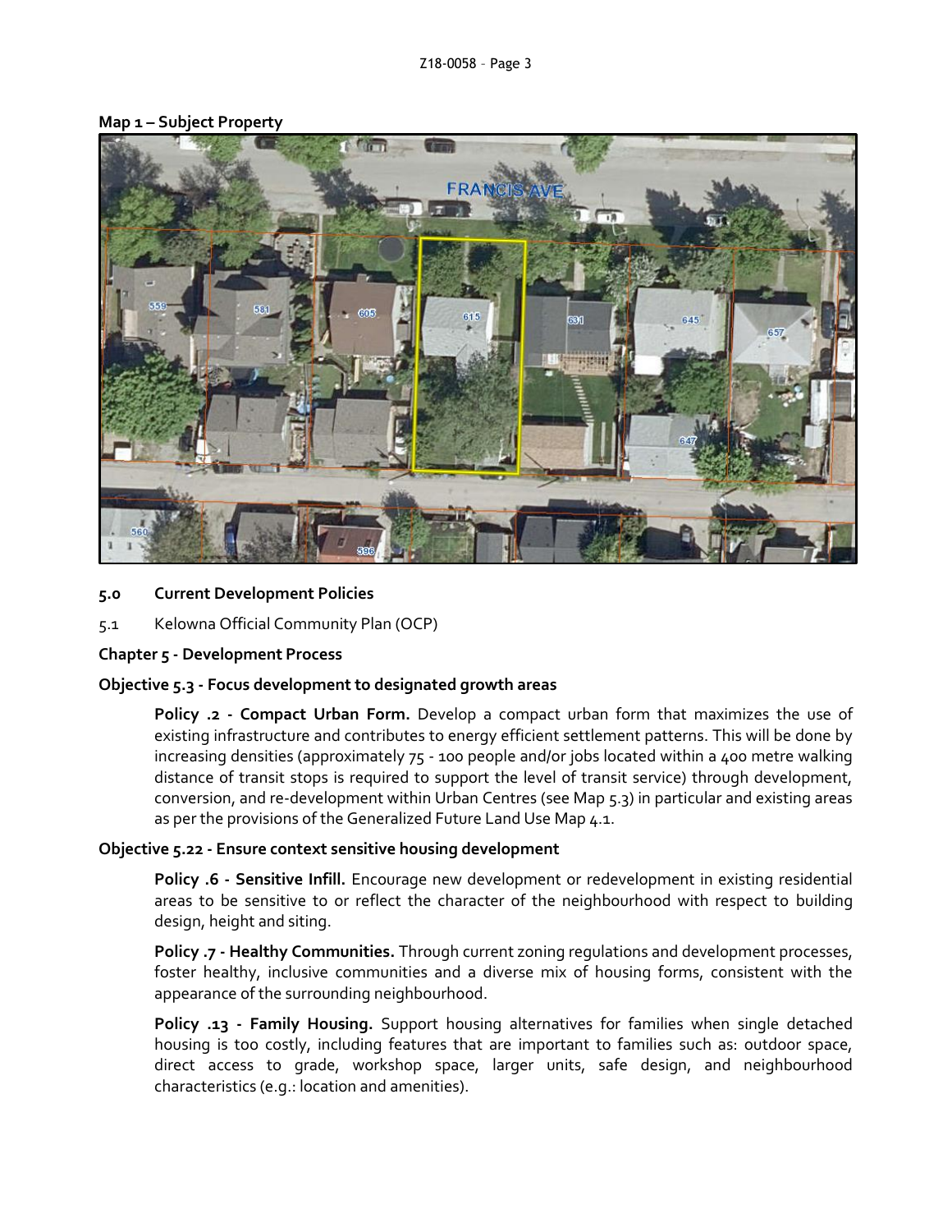**Map 1 – Subject Property**

## 5.0 Current Development Policies

5.1 Kelowna Official Community Plan (OCP)

### Chapter 5 - Development Process

**Objective 5.3 - Focus development to designated growth areas**

**Policy .2 - Compact Urban Form.** Develop a compact urban form that maximizes the use of existing infrastructure and contributes to energy efficient settlement patterns. This will be done by increasing densities (approximately 75 - 100 people and/or jobs located within a 400 metre walking distance of transit stops is required to support the level of transit service) through development, conversion, and re-development within Urban Centres (see Map 5.3) in particular and existing areas as per the provisions of the Generalized Future Land Use Map 4.1.

**Objective 5.22 - Ensure context sensitive housing development**

**Policy .6 - Sensitive Infill.** Encourage new development or redevelopment in existing residential areas to be sensitive to or reflect the character of the neighbourhood with respect to building design, height and siting.

**Policy .7 - Healthy Communities.** Through current zoning regulations and development processes, foster healthy, inclusive communities and a diverse mix of housing forms, consistent with the appearance of the surrounding neighbourhood.

**Policy .13 - Family Housing.** Support housing alternatives for families when single detached housing is too costly, including features that are important to families such as: outdoor space, direct access to grade, workshop space, larger units, safe design, and neighbourhood characteristics (e.g.: location and amenities).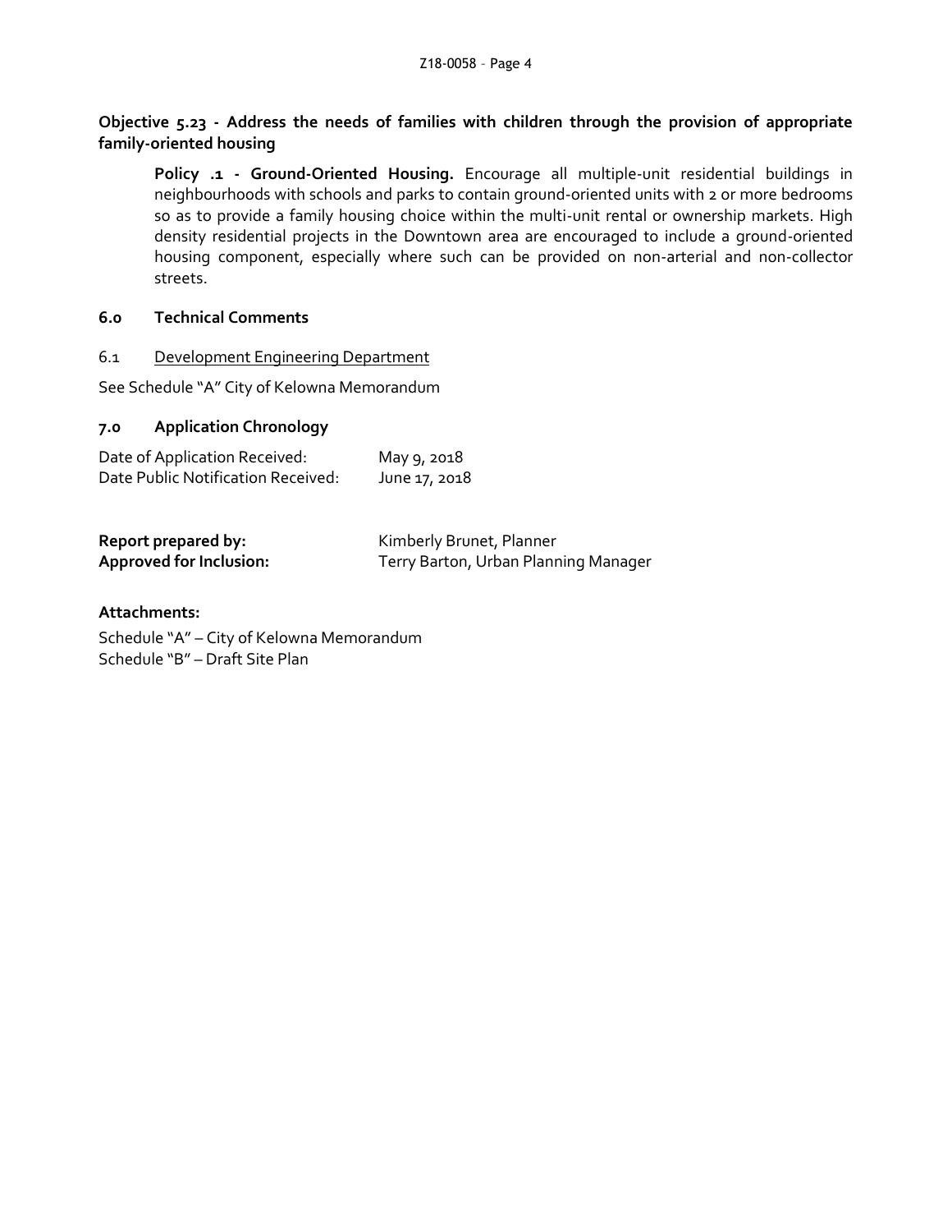**Objective 5.23 - Address the needs of families with children through the provision of appropriate family-oriented housing**

> **Policy .1 - Ground-Oriented Housing.** Encourage all multiple-unit residential buildings in neighbourhoods with schools and parks to contain ground-oriented units with 2 or more bedrooms so as to provide a family housing choice within the multi-unit rental or ownership markets. High density residential projects in the Downtown area are encouraged to include a ground-oriented housing component, especially where such can be provided on non-arterial and non-collector streets.

## 6.0 Technical Comments

6.1 Development Engineering Department

See Schedule "A" City of Kelowna Memorandum

## 7.0 Application Chronology

| | |
|---|---|
| Date of Application Received: | May 9, 2018 |
| Date Public Notification Received: | June 17, 2018 |

| | |
|---|---|
| **Report prepared by:** | Kimberly Brunet, Planner |
| **Approved for Inclusion:** | Terry Barton, Urban Planning Manager |

**Attachments:**

Schedule "A" – City of Kelowna Memorandum
Schedule "B" – Draft Site Plan